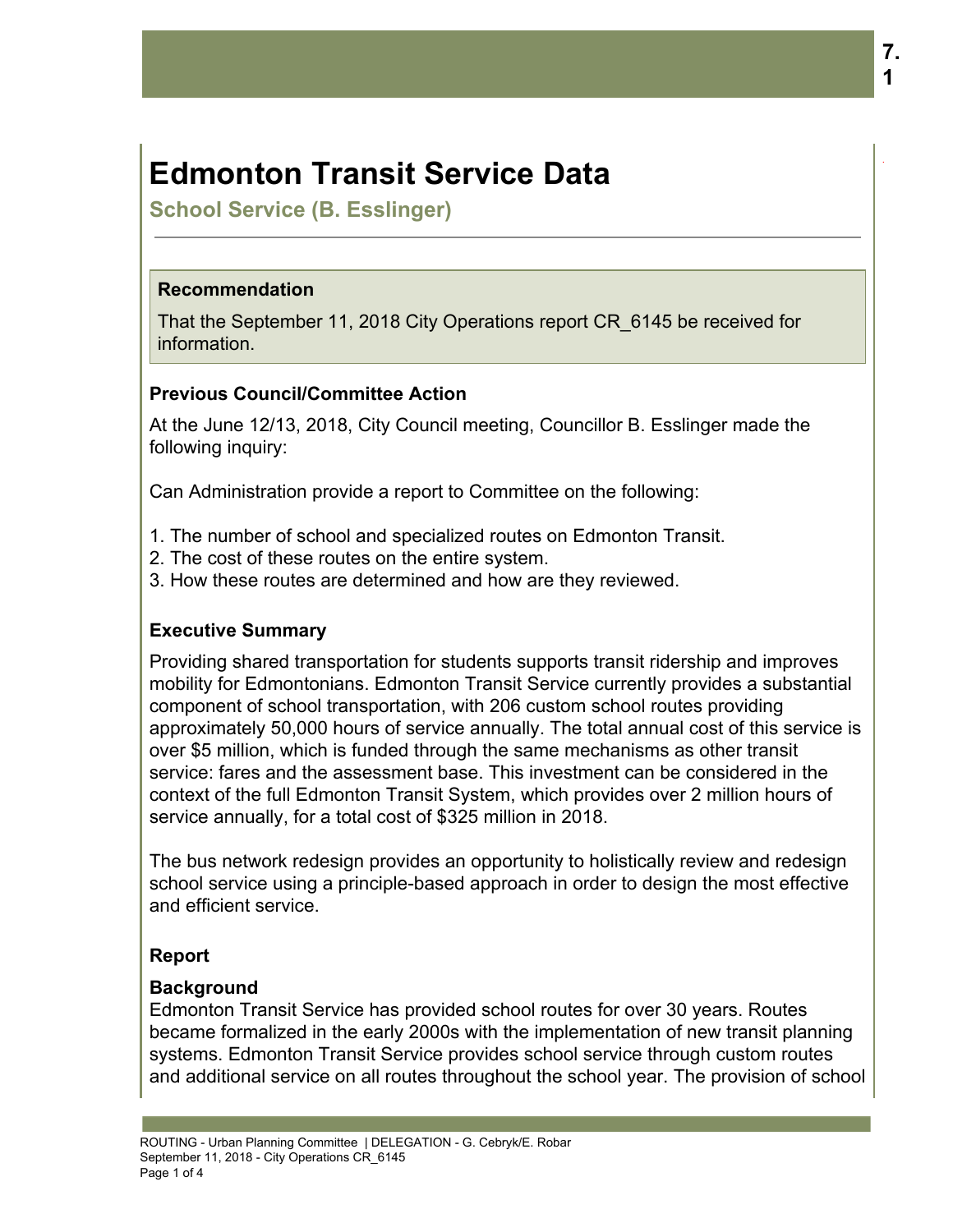# Edmonton Transit Service Data

## School Service (B. Esslinger)

### Recommendation

That the September 11, 2018 City Operations report CR_6145 be received for information.

### Previous Council/Committee Action

At the June 12/13, 2018, City Council meeting, Councillor B. Esslinger made the following inquiry:

Can Administration provide a report to Committee on the following:

1. The number of school and specialized routes on Edmonton Transit.
2. The cost of these routes on the entire system.
3. How these routes are determined and how are they reviewed.

### Executive Summary

Providing shared transportation for students supports transit ridership and improves mobility for Edmontonians. Edmonton Transit Service currently provides a substantial component of school transportation, with 206 custom school routes providing approximately 50,000 hours of service annually. The total annual cost of this service is over $5 million, which is funded through the same mechanisms as other transit service: fares and the assessment base. This investment can be considered in the context of the full Edmonton Transit System, which provides over 2 million hours of service annually, for a total cost of $325 million in 2018.

The bus network redesign provides an opportunity to holistically review and redesign school service using a principle-based approach in order to design the most effective and efficient service.

### Report

#### Background

Edmonton Transit Service has provided school routes for over 30 years. Routes became formalized in the early 2000s with the implementation of new transit planning systems. Edmonton Transit Service provides school service through custom routes and additional service on all routes throughout the school year. The provision of school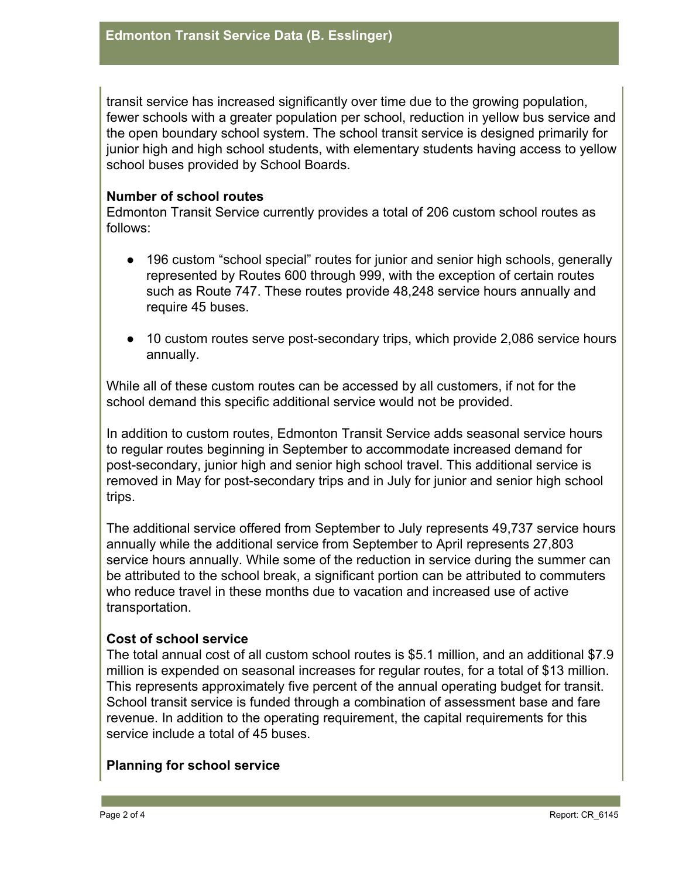transit service has increased significantly over time due to the growing population, fewer schools with a greater population per school, reduction in yellow bus service and the open boundary school system. The school transit service is designed primarily for junior high and high school students, with elementary students having access to yellow school buses provided by School Boards.

**Number of school routes**
Edmonton Transit Service currently provides a total of 206 custom school routes as follows:

- 196 custom "school special" routes for junior and senior high schools, generally represented by Routes 600 through 999, with the exception of certain routes such as Route 747. These routes provide 48,248 service hours annually and require 45 buses.

- 10 custom routes serve post-secondary trips, which provide 2,086 service hours annually.

While all of these custom routes can be accessed by all customers, if not for the school demand this specific additional service would not be provided.

In addition to custom routes, Edmonton Transit Service adds seasonal service hours to regular routes beginning in September to accommodate increased demand for post-secondary, junior high and senior high school travel. This additional service is removed in May for post-secondary trips and in July for junior and senior high school trips.

The additional service offered from September to July represents 49,737 service hours annually while the additional service from September to April represents 27,803 service hours annually. While some of the reduction in service during the summer can be attributed to the school break, a significant portion can be attributed to commuters who reduce travel in these months due to vacation and increased use of active transportation.

**Cost of school service**
The total annual cost of all custom school routes is $5.1 million, and an additional $7.9 million is expended on seasonal increases for regular routes, for a total of $13 million. This represents approximately five percent of the annual operating budget for transit. School transit service is funded through a combination of assessment base and fare revenue. In addition to the operating requirement, the capital requirements for this service include a total of 45 buses.

**Planning for school service**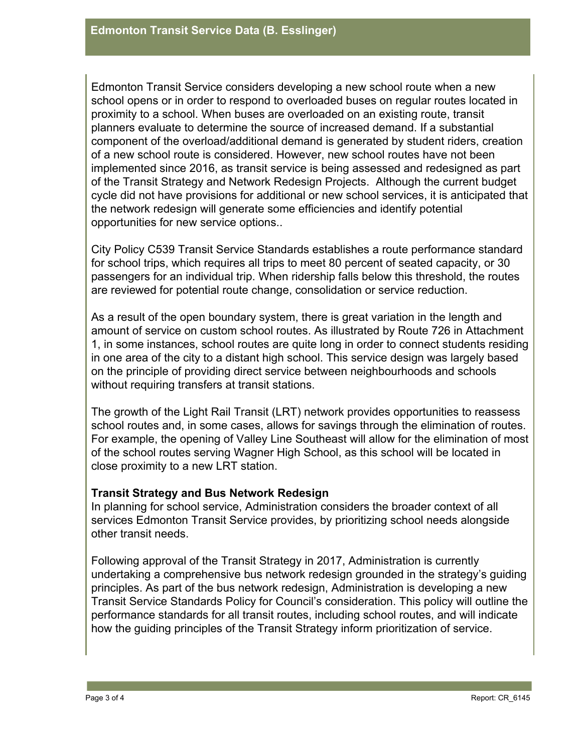Edmonton Transit Service considers developing a new school route when a new school opens or in order to respond to overloaded buses on regular routes located in proximity to a school. When buses are overloaded on an existing route, transit planners evaluate to determine the source of increased demand. If a substantial component of the overload/additional demand is generated by student riders, creation of a new school route is considered. However, new school routes have not been implemented since 2016, as transit service is being assessed and redesigned as part of the Transit Strategy and Network Redesign Projects. Although the current budget cycle did not have provisions for additional or new school services, it is anticipated that the network redesign will generate some efficiencies and identify potential opportunities for new service options..

City Policy C539 Transit Service Standards establishes a route performance standard for school trips, which requires all trips to meet 80 percent of seated capacity, or 30 passengers for an individual trip. When ridership falls below this threshold, the routes are reviewed for potential route change, consolidation or service reduction.

As a result of the open boundary system, there is great variation in the length and amount of service on custom school routes. As illustrated by Route 726 in Attachment 1, in some instances, school routes are quite long in order to connect students residing in one area of the city to a distant high school. This service design was largely based on the principle of providing direct service between neighbourhoods and schools without requiring transfers at transit stations.

The growth of the Light Rail Transit (LRT) network provides opportunities to reassess school routes and, in some cases, allows for savings through the elimination of routes. For example, the opening of Valley Line Southeast will allow for the elimination of most of the school routes serving Wagner High School, as this school will be located in close proximity to a new LRT station.

**Transit Strategy and Bus Network Redesign**

In planning for school service, Administration considers the broader context of all services Edmonton Transit Service provides, by prioritizing school needs alongside other transit needs.

Following approval of the Transit Strategy in 2017, Administration is currently undertaking a comprehensive bus network redesign grounded in the strategy's guiding principles. As part of the bus network redesign, Administration is developing a new Transit Service Standards Policy for Council's consideration. This policy will outline the performance standards for all transit routes, including school routes, and will indicate how the guiding principles of the Transit Strategy inform prioritization of service.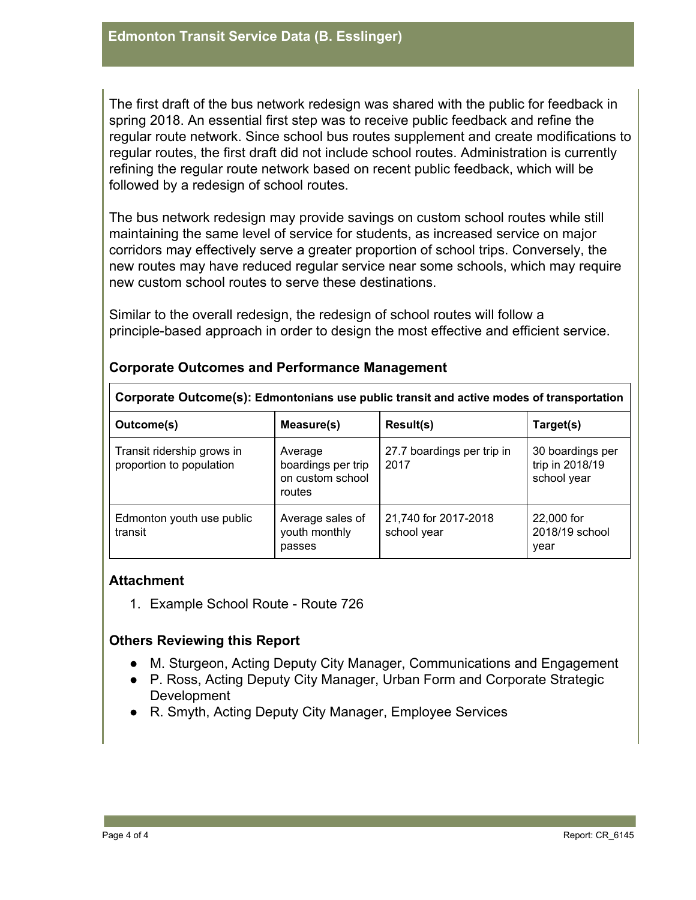The first draft of the bus network redesign was shared with the public for feedback in spring 2018. An essential first step was to receive public feedback and refine the regular route network. Since school bus routes supplement and create modifications to regular routes, the first draft did not include school routes. Administration is currently refining the regular route network based on recent public feedback, which will be followed by a redesign of school routes.

The bus network redesign may provide savings on custom school routes while still maintaining the same level of service for students, as increased service on major corridors may effectively serve a greater proportion of school trips. Conversely, the new routes may have reduced regular service near some schools, which may require new custom school routes to serve these destinations.

Similar to the overall redesign, the redesign of school routes will follow a principle-based approach in order to design the most effective and efficient service.

### Corporate Outcomes and Performance Management

| **Corporate Outcome(s): Edmontonians use public transit and active modes of transportation** | | | |
|---|---|---|---|
| **Outcome(s)** | **Measure(s)** | **Result(s)** | **Target(s)** |
| Transit ridership grows in proportion to population | Average boardings per trip on custom school routes | 27.7 boardings per trip in 2017 | 30 boardings per trip in 2018/19 school year |
| Edmonton youth use public transit | Average sales of youth monthly passes | 21,740 for 2017-2018 school year | 22,000 for 2018/19 school year |

### Attachment

1. Example School Route - Route 726

### Others Reviewing this Report

- M. Sturgeon, Acting Deputy City Manager, Communications and Engagement
- P. Ross, Acting Deputy City Manager, Urban Form and Corporate Strategic Development
- R. Smyth, Acting Deputy City Manager, Employee Services